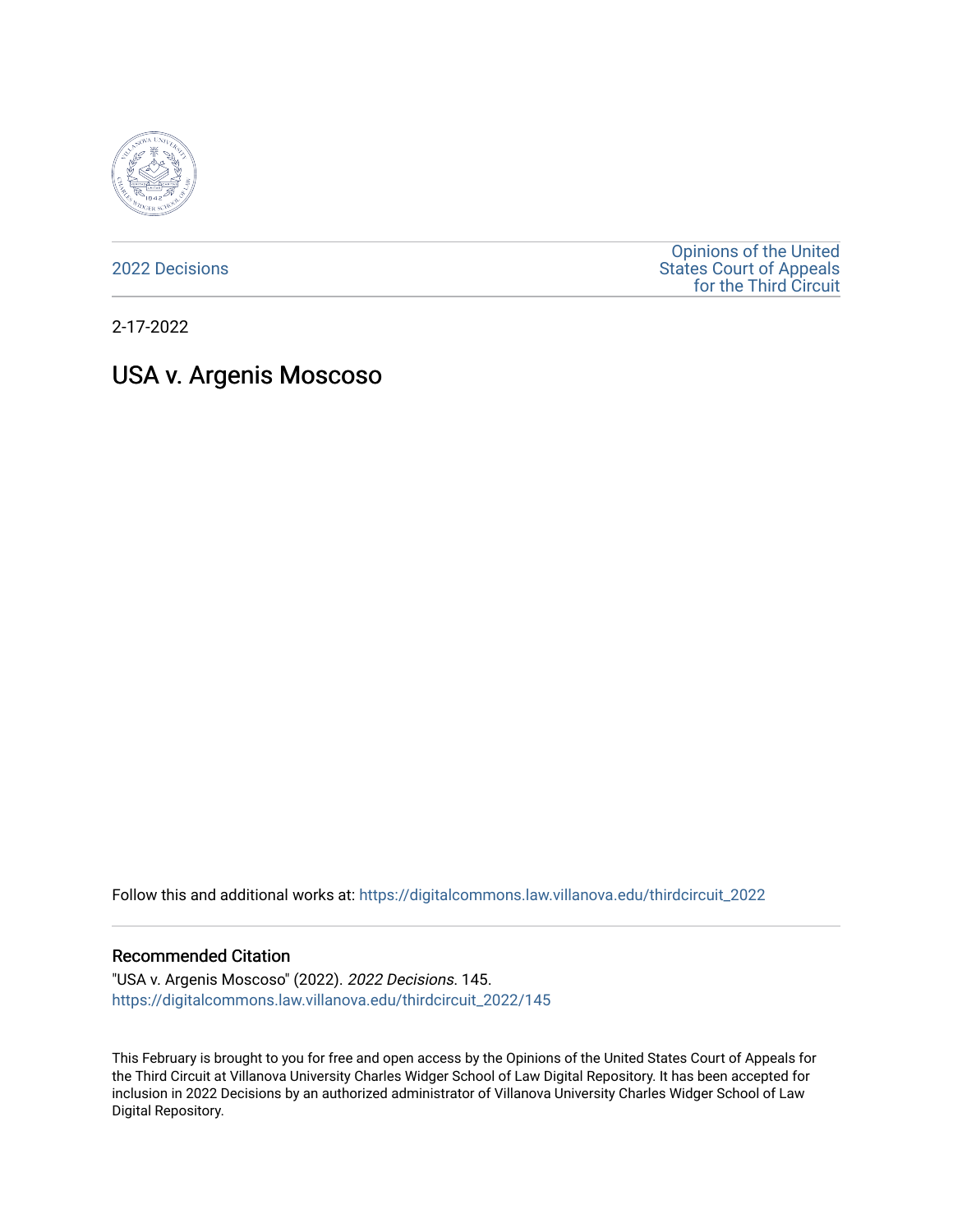2022 Decisions

Opinions of the United States Court of Appeals for the Third Circuit

2-17-2022

# USA v. Argenis Moscoso

Follow this and additional works at: https://digitalcommons.law.villanova.edu/thirdcircuit_2022

## Recommended Citation

"USA v. Argenis Moscoso" (2022). *2022 Decisions*. 145.
https://digitalcommons.law.villanova.edu/thirdcircuit_2022/145

This February is brought to you for free and open access by the Opinions of the United States Court of Appeals for the Third Circuit at Villanova University Charles Widger School of Law Digital Repository. It has been accepted for inclusion in 2022 Decisions by an authorized administrator of Villanova University Charles Widger School of Law Digital Repository.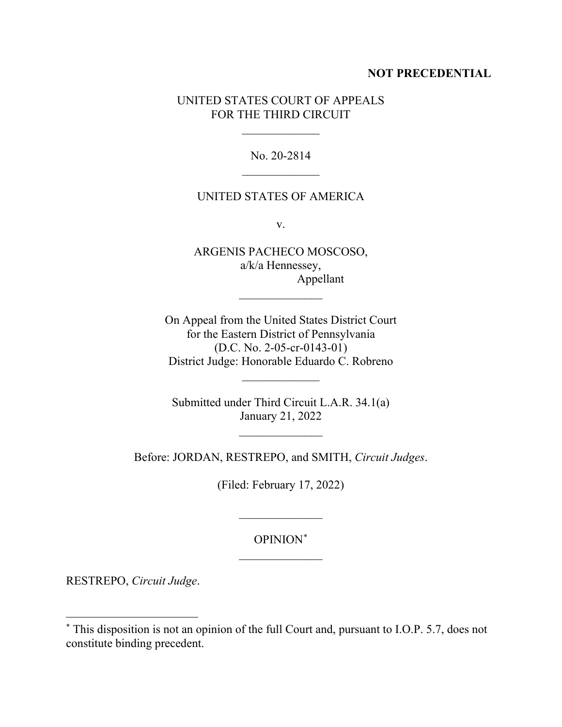**NOT PRECEDENTIAL**

UNITED STATES COURT OF APPEALS
FOR THE THIRD CIRCUIT

\_\_\_\_\_\_\_\_\_\_\_\_\_

No. 20-2814

\_\_\_\_\_\_\_\_\_\_\_\_\_

UNITED STATES OF AMERICA

v.

ARGENIS PACHECO MOSCOSO,
a/k/a Hennessey,
Appellant

\_\_\_\_\_\_\_\_\_\_\_\_\_\_

On Appeal from the United States District Court
for the Eastern District of Pennsylvania
(D.C. No. 2-05-cr-0143-01)
District Judge: Honorable Eduardo C. Robreno

\_\_\_\_\_\_\_\_\_\_\_\_\_

Submitted under Third Circuit L.A.R. 34.1(a)
January 21, 2022

\_\_\_\_\_\_\_\_\_\_\_\_\_\_

Before: JORDAN, RESTREPO, and SMITH, *Circuit Judges*.

(Filed: February 17, 2022)

\_\_\_\_\_\_\_\_\_\_\_\_\_\_

OPINION[*]

\_\_\_\_\_\_\_\_\_\_\_\_\_\_

RESTREPO, *Circuit Judge*.

---

[*] This disposition is not an opinion of the full Court and, pursuant to I.O.P. 5.7, does not constitute binding precedent.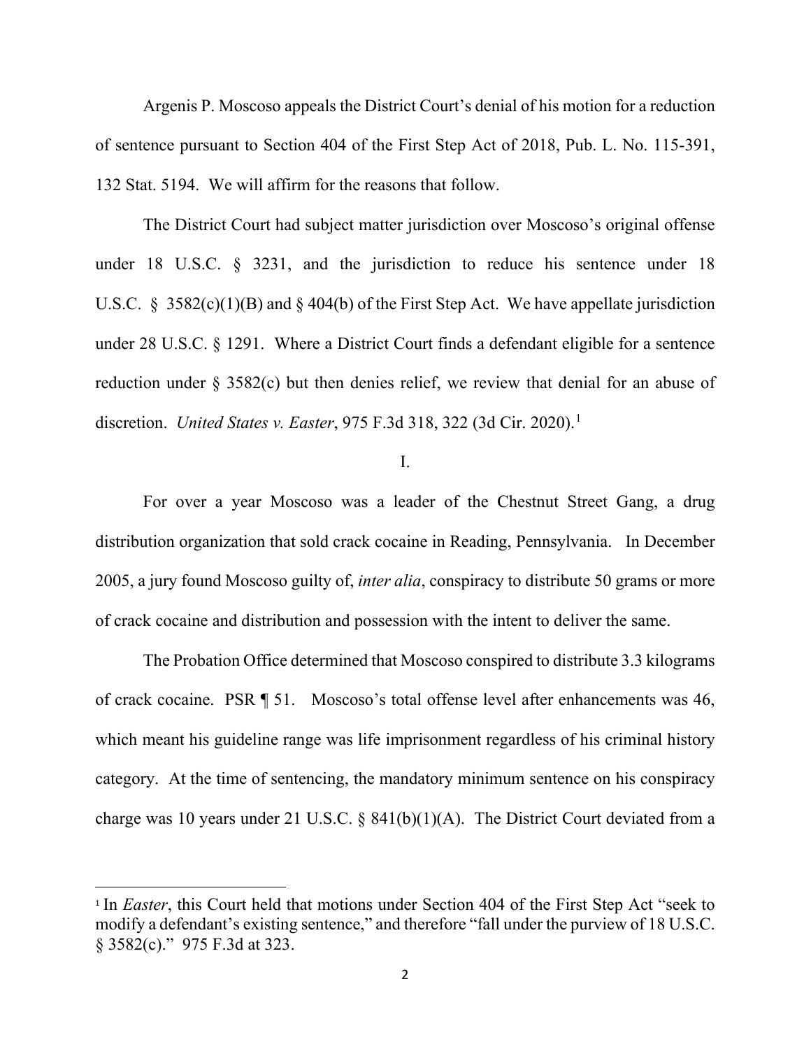Argenis P. Moscoso appeals the District Court's denial of his motion for a reduction of sentence pursuant to Section 404 of the First Step Act of 2018, Pub. L. No. 115-391, 132 Stat. 5194. We will affirm for the reasons that follow.

The District Court had subject matter jurisdiction over Moscoso's original offense under 18 U.S.C. § 3231, and the jurisdiction to reduce his sentence under 18 U.S.C. § 3582(c)(1)(B) and § 404(b) of the First Step Act. We have appellate jurisdiction under 28 U.S.C. § 1291. Where a District Court finds a defendant eligible for a sentence reduction under § 3582(c) but then denies relief, we review that denial for an abuse of discretion. *United States v. Easter*, 975 F.3d 318, 322 (3d Cir. 2020).[1]

I.

For over a year Moscoso was a leader of the Chestnut Street Gang, a drug distribution organization that sold crack cocaine in Reading, Pennsylvania. In December 2005, a jury found Moscoso guilty of, *inter alia*, conspiracy to distribute 50 grams or more of crack cocaine and distribution and possession with the intent to deliver the same.

The Probation Office determined that Moscoso conspired to distribute 3.3 kilograms of crack cocaine. PSR ¶ 51. Moscoso's total offense level after enhancements was 46, which meant his guideline range was life imprisonment regardless of his criminal history category. At the time of sentencing, the mandatory minimum sentence on his conspiracy charge was 10 years under 21 U.S.C. § 841(b)(1)(A). The District Court deviated from a

[1] In *Easter*, this Court held that motions under Section 404 of the First Step Act "seek to modify a defendant's existing sentence," and therefore "fall under the purview of 18 U.S.C. § 3582(c)." 975 F.3d at 323.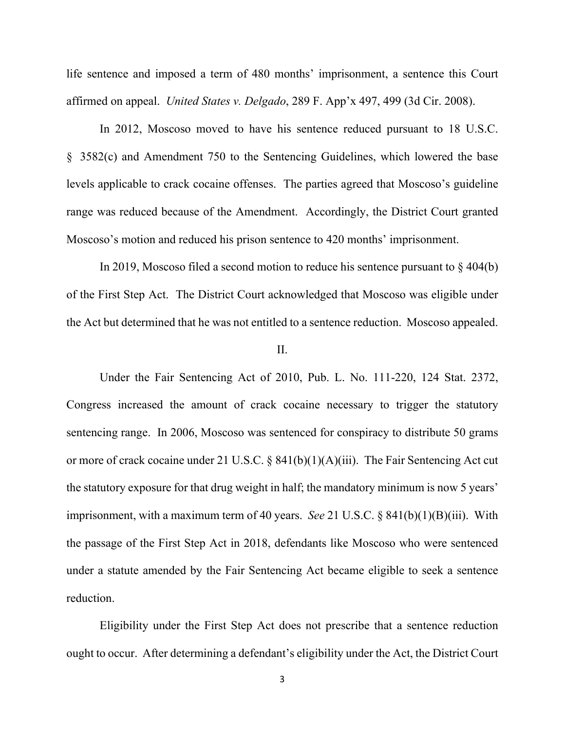life sentence and imposed a term of 480 months' imprisonment, a sentence this Court affirmed on appeal. *United States v. Delgado*, 289 F. App'x 497, 499 (3d Cir. 2008).

In 2012, Moscoso moved to have his sentence reduced pursuant to 18 U.S.C. § 3582(c) and Amendment 750 to the Sentencing Guidelines, which lowered the base levels applicable to crack cocaine offenses. The parties agreed that Moscoso's guideline range was reduced because of the Amendment. Accordingly, the District Court granted Moscoso's motion and reduced his prison sentence to 420 months' imprisonment.

In 2019, Moscoso filed a second motion to reduce his sentence pursuant to § 404(b) of the First Step Act. The District Court acknowledged that Moscoso was eligible under the Act but determined that he was not entitled to a sentence reduction. Moscoso appealed.

II.

Under the Fair Sentencing Act of 2010, Pub. L. No. 111-220, 124 Stat. 2372, Congress increased the amount of crack cocaine necessary to trigger the statutory sentencing range. In 2006, Moscoso was sentenced for conspiracy to distribute 50 grams or more of crack cocaine under 21 U.S.C. § 841(b)(1)(A)(iii). The Fair Sentencing Act cut the statutory exposure for that drug weight in half; the mandatory minimum is now 5 years' imprisonment, with a maximum term of 40 years. *See* 21 U.S.C. § 841(b)(1)(B)(iii). With the passage of the First Step Act in 2018, defendants like Moscoso who were sentenced under a statute amended by the Fair Sentencing Act became eligible to seek a sentence reduction.

Eligibility under the First Step Act does not prescribe that a sentence reduction ought to occur. After determining a defendant's eligibility under the Act, the District Court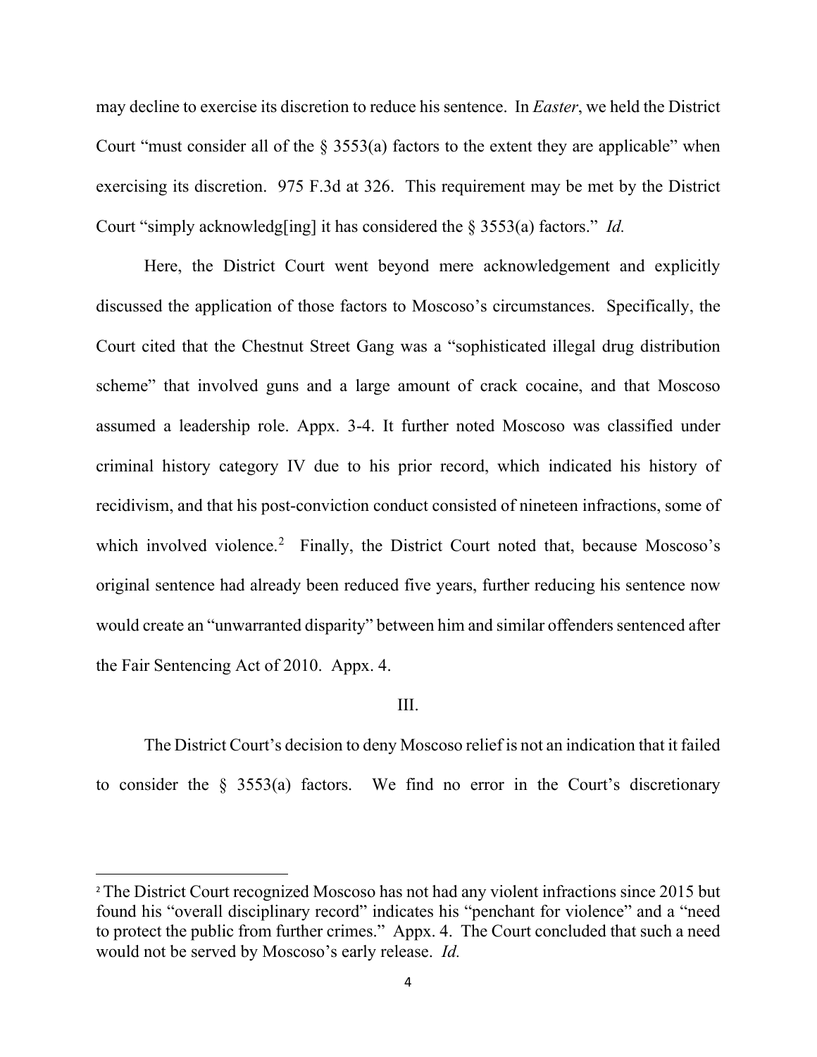may decline to exercise its discretion to reduce his sentence. In *Easter*, we held the District Court "must consider all of the § 3553(a) factors to the extent they are applicable" when exercising its discretion. 975 F.3d at 326. This requirement may be met by the District Court "simply acknowledg[ing] it has considered the § 3553(a) factors." *Id.*

Here, the District Court went beyond mere acknowledgement and explicitly discussed the application of those factors to Moscoso's circumstances. Specifically, the Court cited that the Chestnut Street Gang was a "sophisticated illegal drug distribution scheme" that involved guns and a large amount of crack cocaine, and that Moscoso assumed a leadership role. Appx. 3-4. It further noted Moscoso was classified under criminal history category IV due to his prior record, which indicated his history of recidivism, and that his post-conviction conduct consisted of nineteen infractions, some of which involved violence.[2] Finally, the District Court noted that, because Moscoso's original sentence had already been reduced five years, further reducing his sentence now would create an "unwarranted disparity" between him and similar offenders sentenced after the Fair Sentencing Act of 2010. Appx. 4.

III.

The District Court's decision to deny Moscoso relief is not an indication that it failed to consider the § 3553(a) factors. We find no error in the Court's discretionary

---

[2] The District Court recognized Moscoso has not had any violent infractions since 2015 but found his "overall disciplinary record" indicates his "penchant for violence" and a "need to protect the public from further crimes." Appx. 4. The Court concluded that such a need would not be served by Moscoso's early release. *Id.*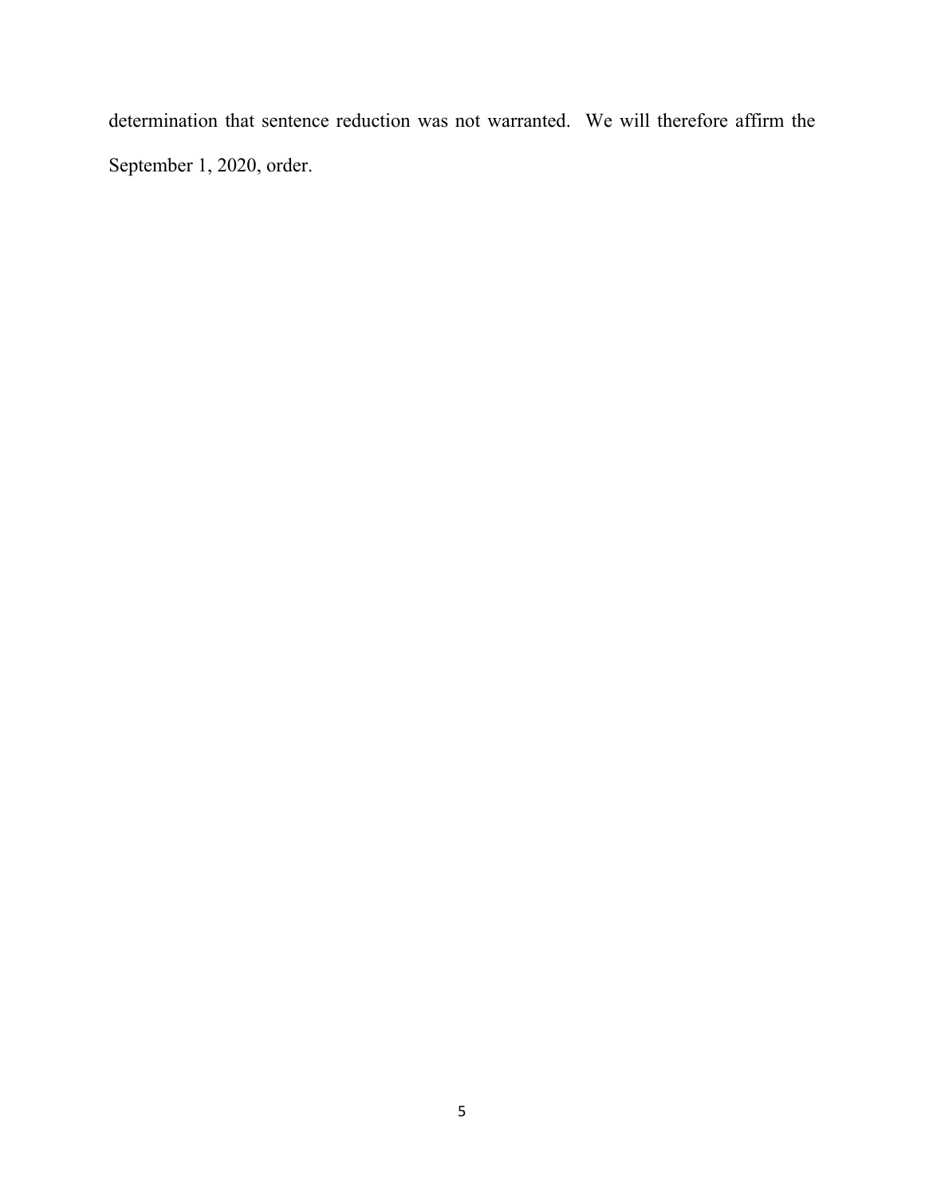determination that sentence reduction was not warranted. We will therefore affirm the September 1, 2020, order.